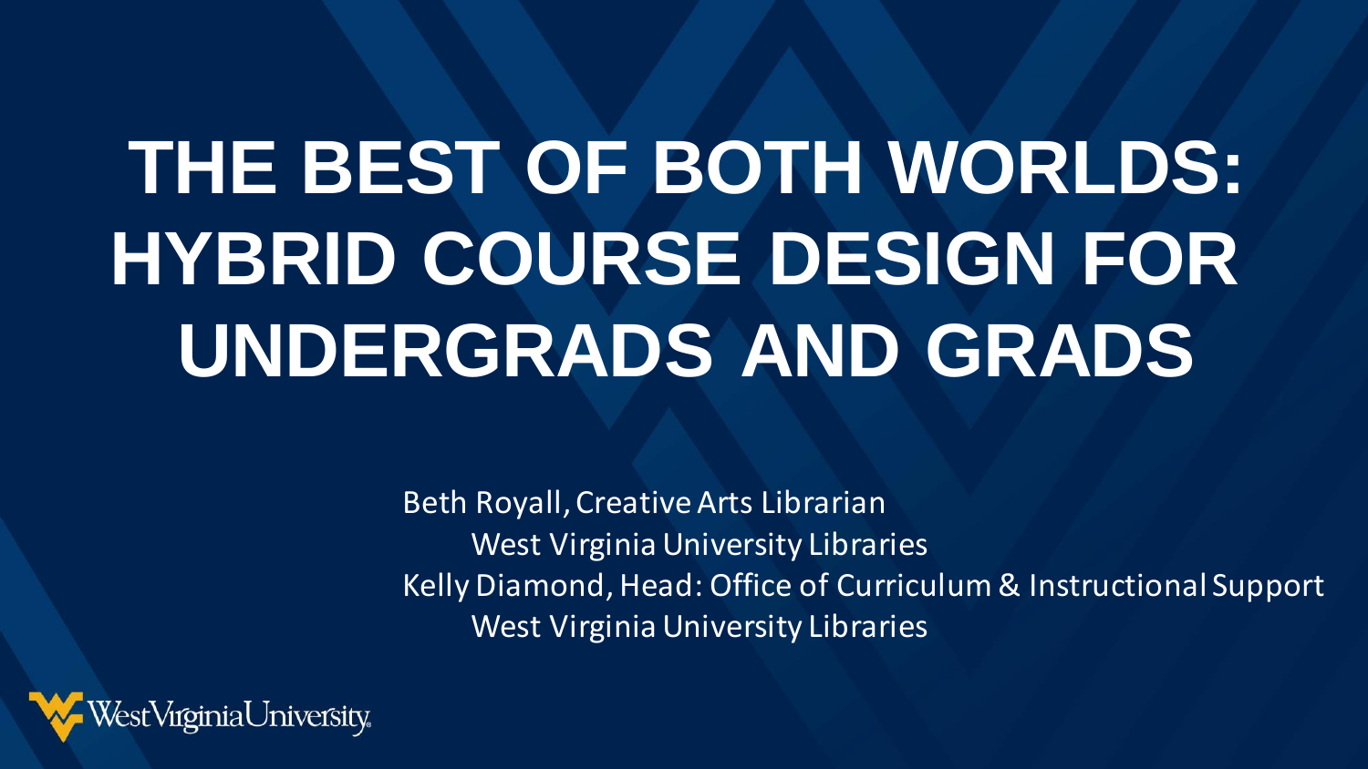# THE BEST OF BOTH WORLDS: HYBRID COURSE DESIGN FOR UNDERGRADS AND GRADS

Beth Royall, Creative Arts Librarian
West Virginia University Libraries
Kelly Diamond, Head: Office of Curriculum & Instructional Support
West Virginia University Libraries

West Virginia University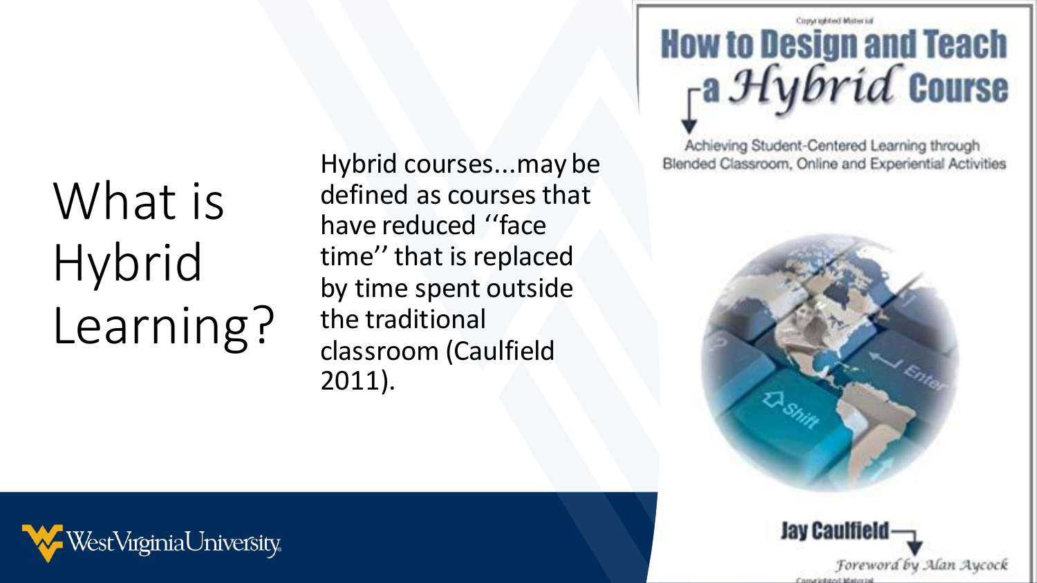# What is Hybrid Learning?

Hybrid courses...may be defined as courses that have reduced ''face time'' that is replaced by time spent outside the traditional classroom (Caulfield 2011).

How to Design and Teach a Hybrid Course

Achieving Student-Centered Learning through Blended Classroom, Online and Experiential Activities

Jay Caulfield

Foreword by Alan Aycock

WestVirginiaUniversity.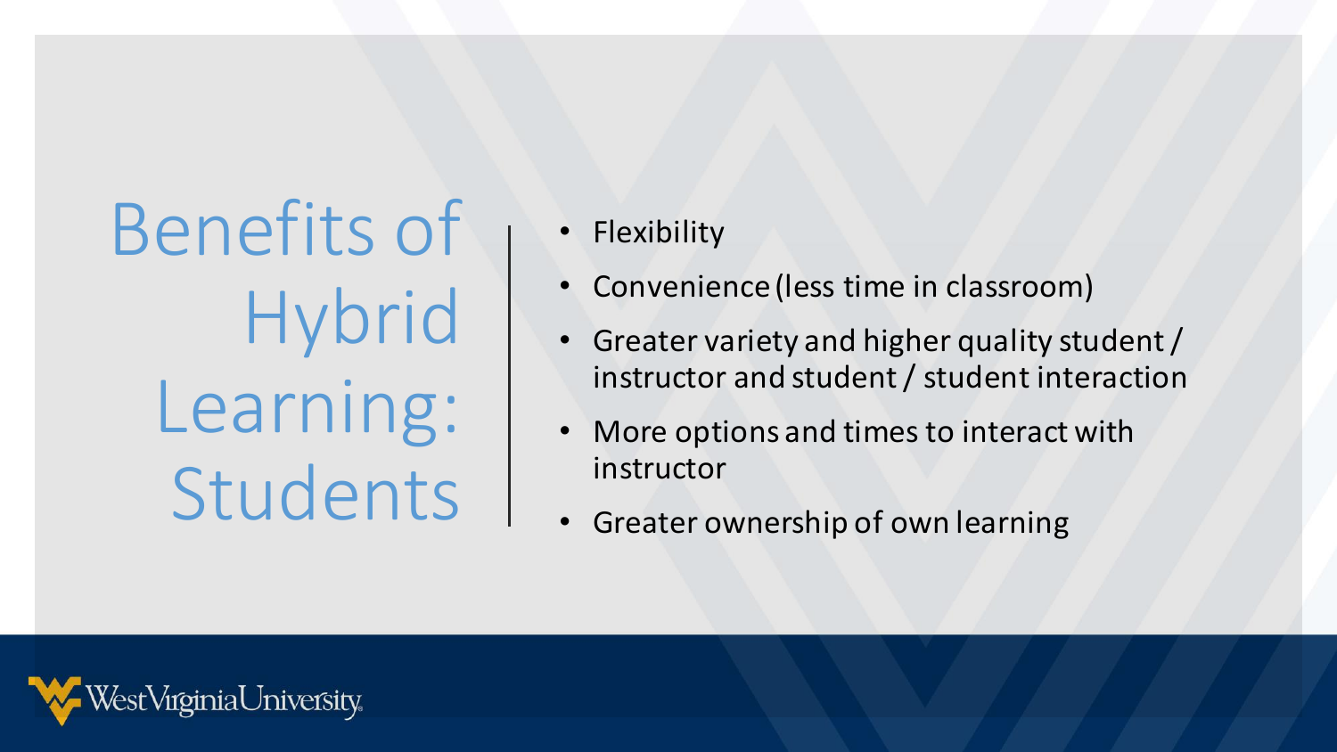# Benefits of Hybrid Learning: Students

- Flexibility
- Convenience (less time in classroom)
- Greater variety and higher quality student / instructor and student / student interaction
- More options and times to interact with instructor
- Greater ownership of own learning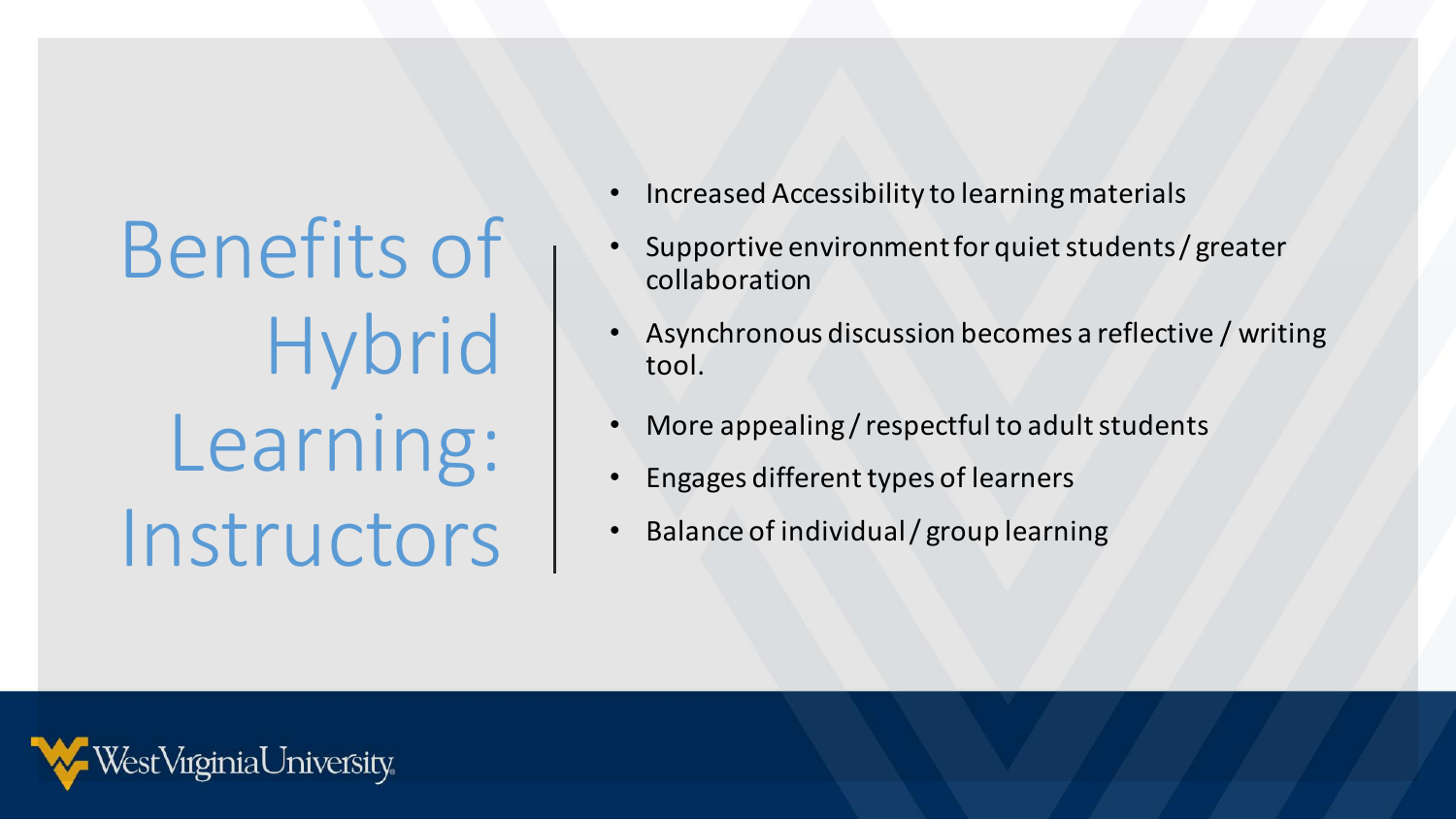# Benefits of Hybrid Learning: Instructors

- Increased Accessibility to learning materials
- Supportive environment for quiet students / greater collaboration
- Asynchronous discussion becomes a reflective / writing tool.
- More appealing / respectful to adult students
- Engages different types of learners
- Balance of individual / group learning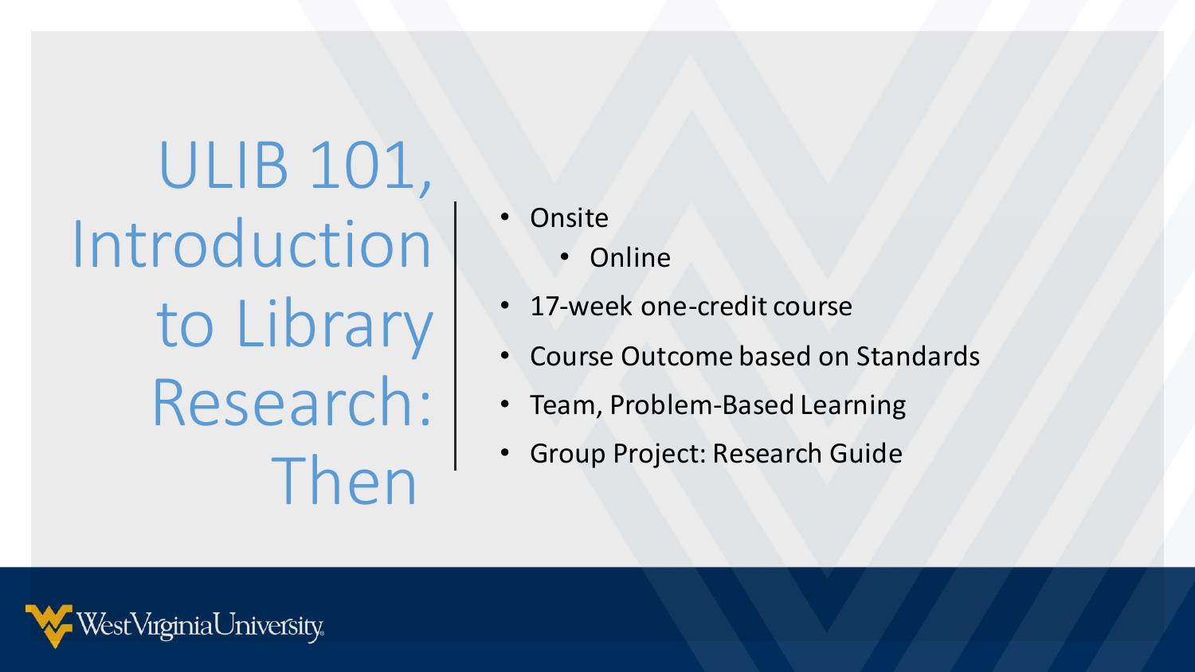# ULIB 101, Introduction to Library Research: Then

- Onsite
  - Online
- 17-week one-credit course
- Course Outcome based on Standards
- Team, Problem-Based Learning
- Group Project: Research Guide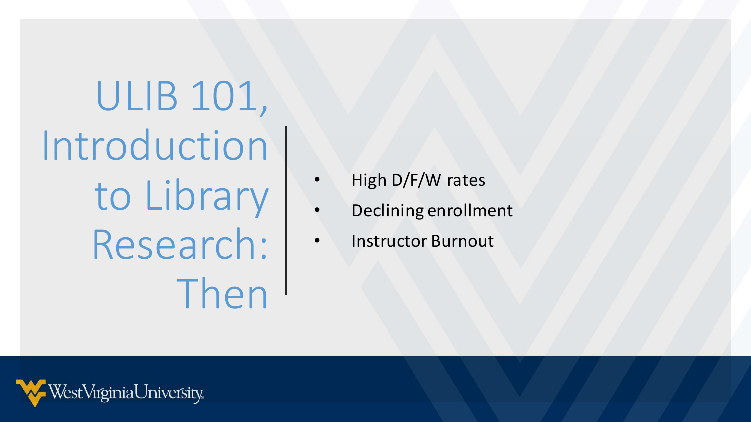# ULIB 101, Introduction to Library Research: Then

- High D/F/W rates
- Declining enrollment
- Instructor Burnout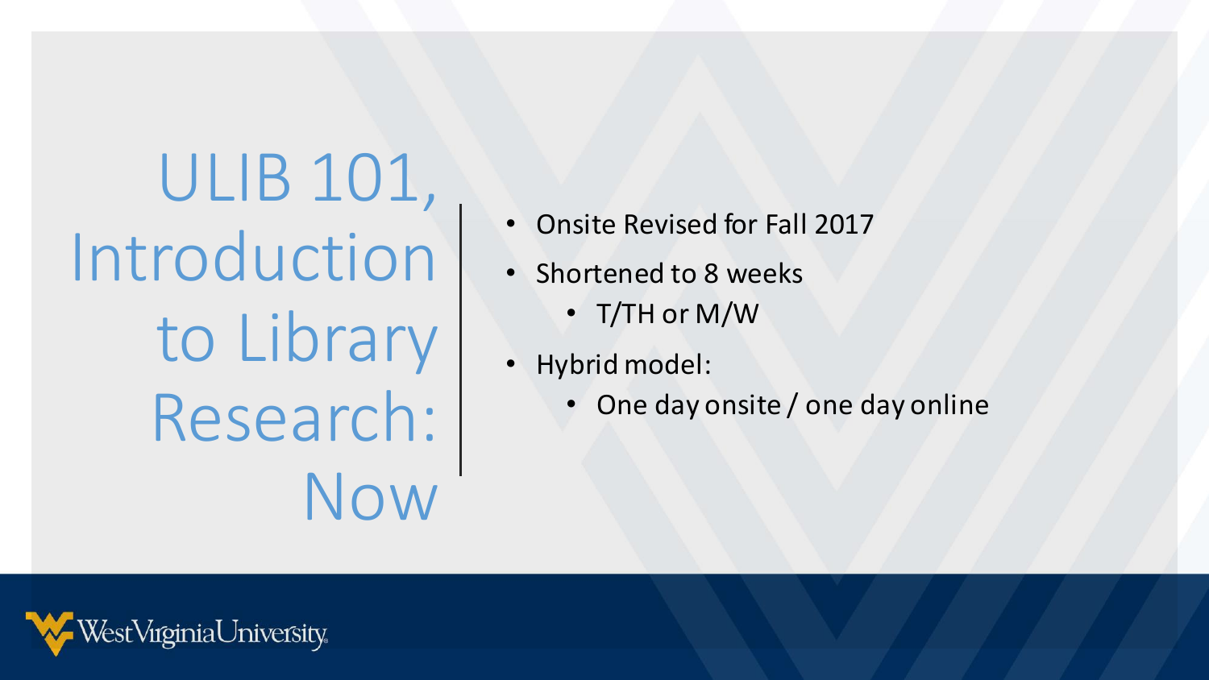# ULIB 101, Introduction to Library Research: Now

- Onsite Revised for Fall 2017
- Shortened to 8 weeks
  - T/TH or M/W
- Hybrid model:
  - One day onsite / one day online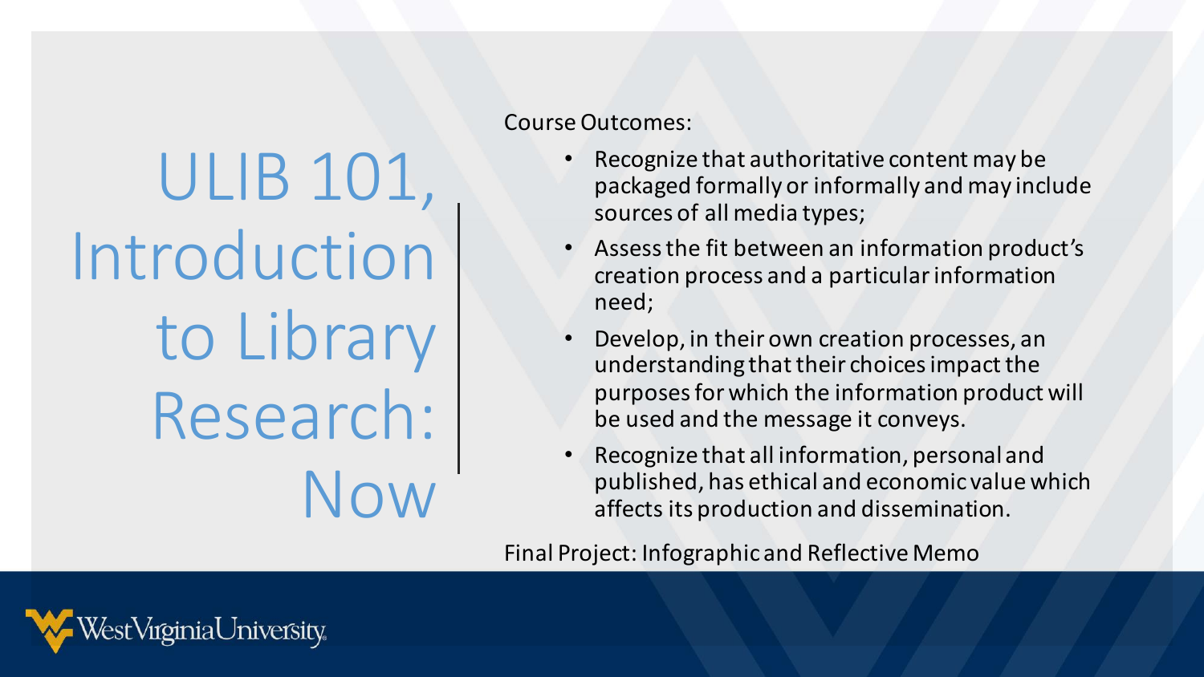# ULIB 101, Introduction to Library Research: Now

Course Outcomes:

- Recognize that authoritative content may be packaged formally or informally and may include sources of all media types;
- Assess the fit between an information product's creation process and a particular information need;
- Develop, in their own creation processes, an understanding that their choices impact the purposes for which the information product will be used and the message it conveys.
- Recognize that all information, personal and published, has ethical and economic value which affects its production and dissemination.

Final Project: Infographic and Reflective Memo

WestVirginiaUniversity.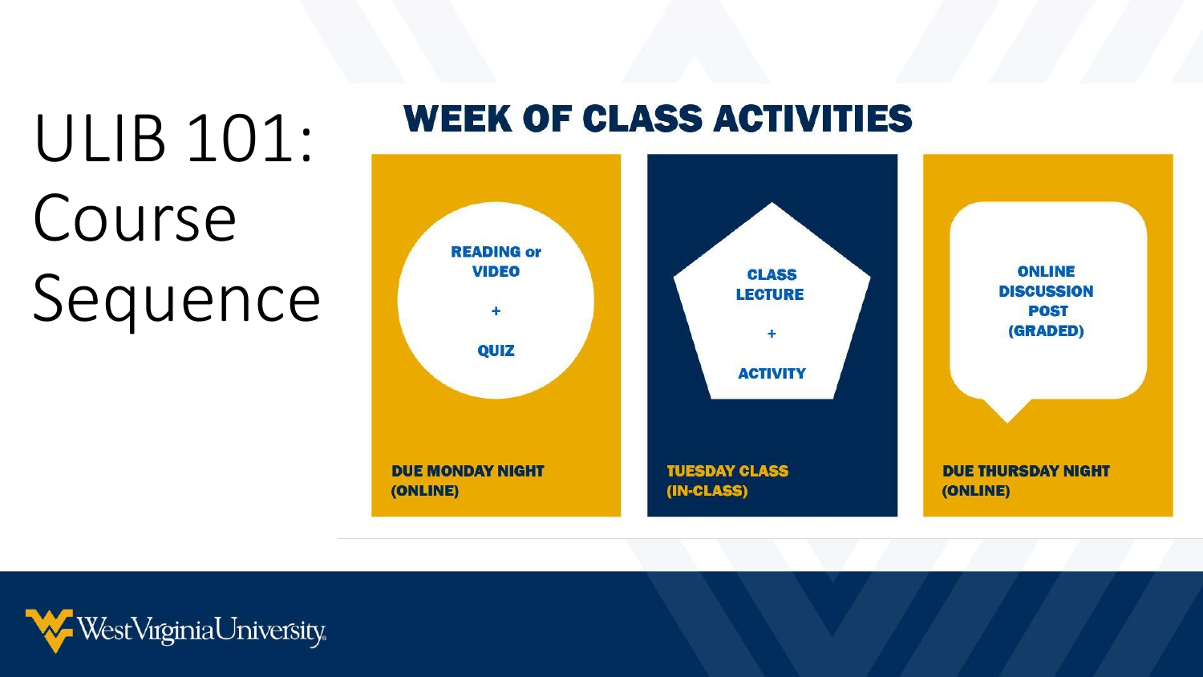# ULIB 101: Course Sequence

## WEEK OF CLASS ACTIVITIES

**READING or VIDEO**

**+**

**QUIZ**

**DUE MONDAY NIGHT (ONLINE)**

**CLASS LECTURE**

**+**

**ACTIVITY**

**TUESDAY CLASS (IN-CLASS)**

**ONLINE DISCUSSION POST (GRADED)**

**DUE THURSDAY NIGHT (ONLINE)**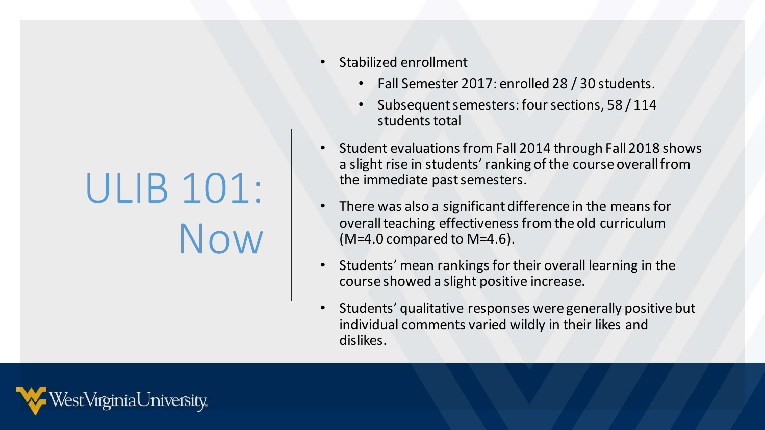# ULIB 101: Now

- Stabilized enrollment
  - Fall Semester 2017: enrolled 28 / 30 students.
  - Subsequent semesters: four sections, 58 / 114 students total
- Student evaluations from Fall 2014 through Fall 2018 shows a slight rise in students' ranking of the course overall from the immediate past semesters.
- There was also a significant difference in the means for overall teaching effectiveness from the old curriculum ($M=4.0$ compared to $M=4.6$).
- Students' mean rankings for their overall learning in the course showed a slight positive increase.
- Students' qualitative responses were generally positive but individual comments varied wildly in their likes and dislikes.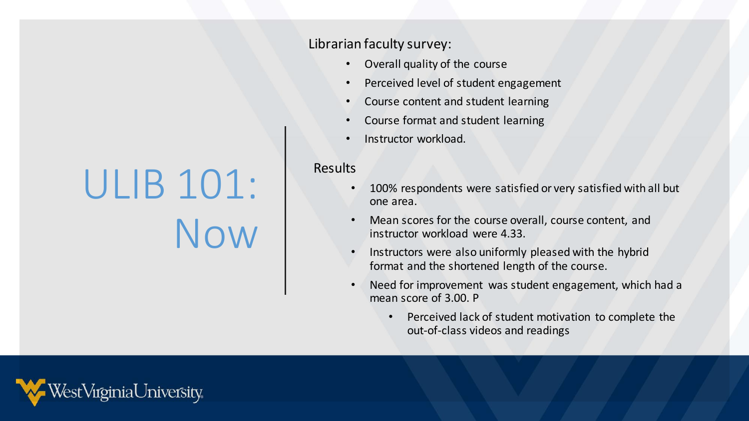# ULIB 101: Now

Librarian faculty survey:

- Overall quality of the course
- Perceived level of student engagement
- Course content and student learning
- Course format and student learning
- Instructor workload.

Results

- 100% respondents were satisfied or very satisfied with all but one area.
- Mean scores for the course overall, course content, and instructor workload were 4.33.
- Instructors were also uniformly pleased with the hybrid format and the shortened length of the course.
- Need for improvement was student engagement, which had a mean score of 3.00. P
  - Perceived lack of student motivation to complete the out-of-class videos and readings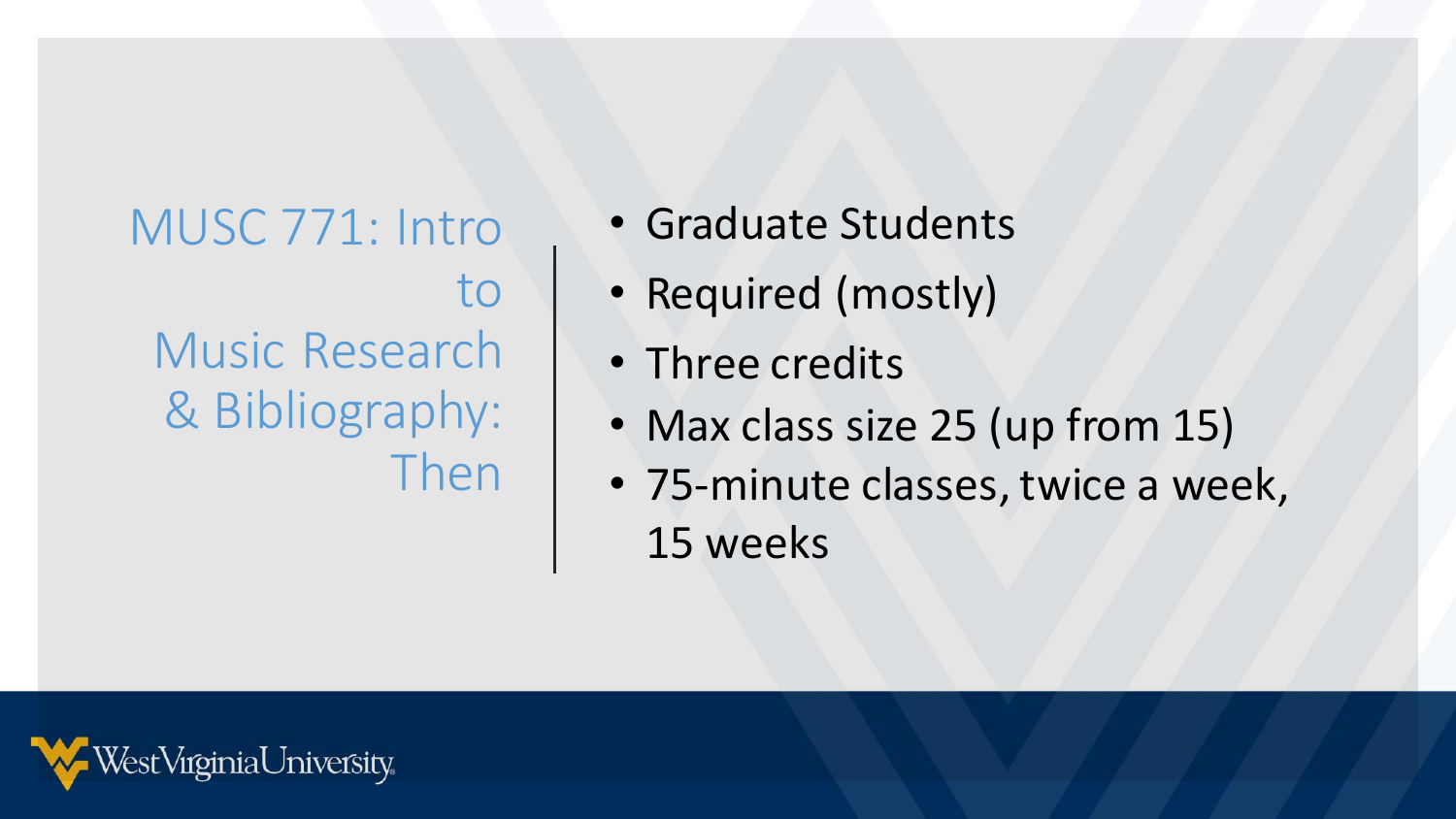# MUSC 771: Intro to Music Research & Bibliography: Then

- Graduate Students
- Required (mostly)
- Three credits
- Max class size 25 (up from 15)
- 75-minute classes, twice a week, 15 weeks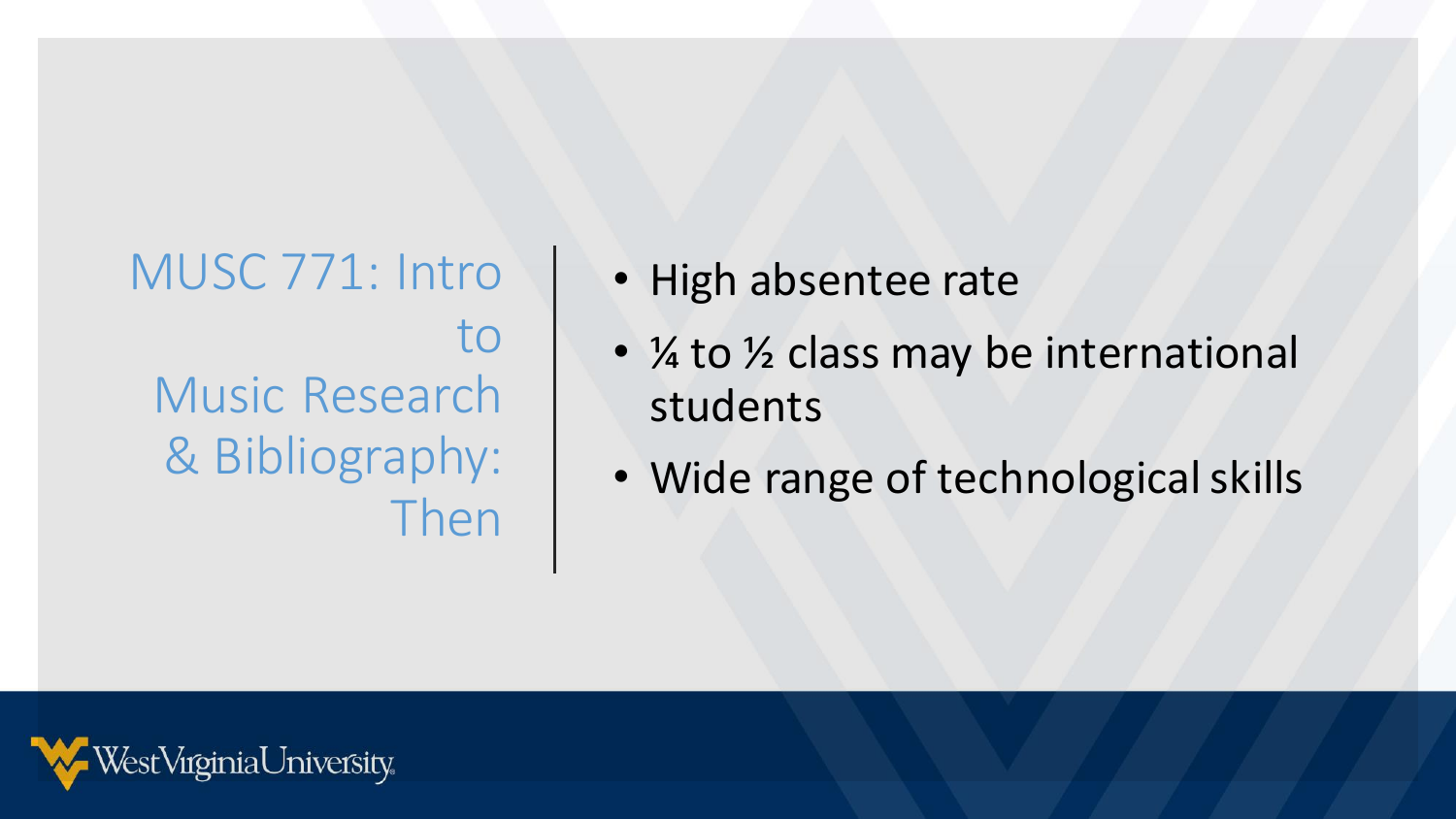## MUSC 771: Intro to Music Research & Bibliography: Then

- High absentee rate
- ¼ to ½ class may be international students
- Wide range of technological skills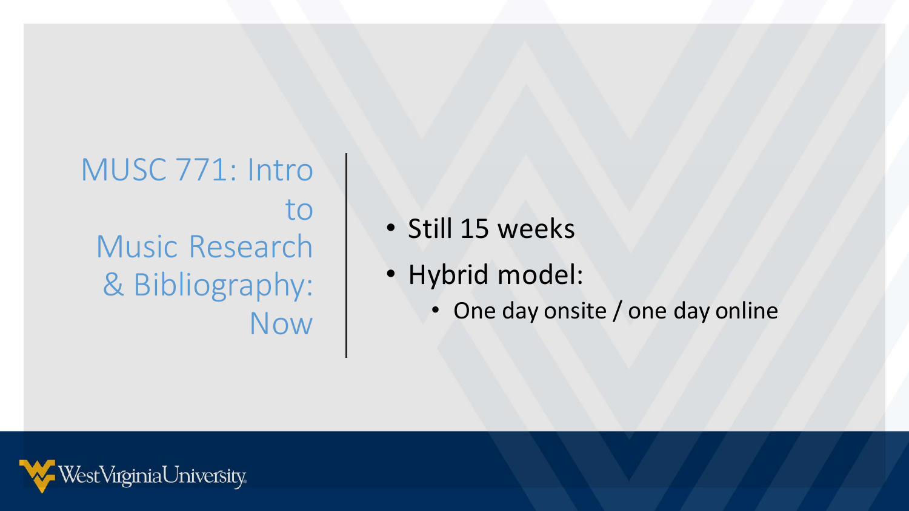# MUSC 771: Intro to Music Research & Bibliography: Now

- Still 15 weeks
- Hybrid model:
  - One day onsite / one day online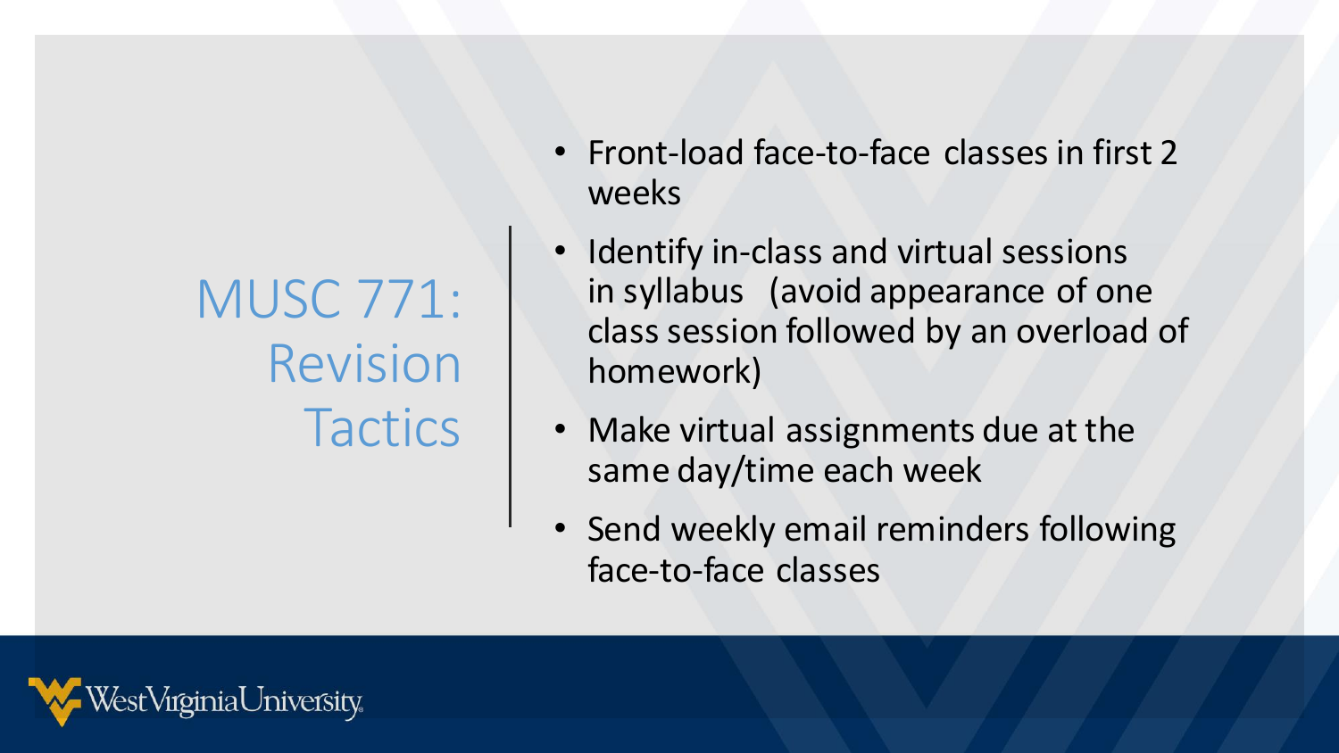# MUSC 771: Revision Tactics

- Front-load face-to-face classes in first 2 weeks
- Identify in-class and virtual sessions in syllabus (avoid appearance of one class session followed by an overload of homework)
- Make virtual assignments due at the same day/time each week
- Send weekly email reminders following face-to-face classes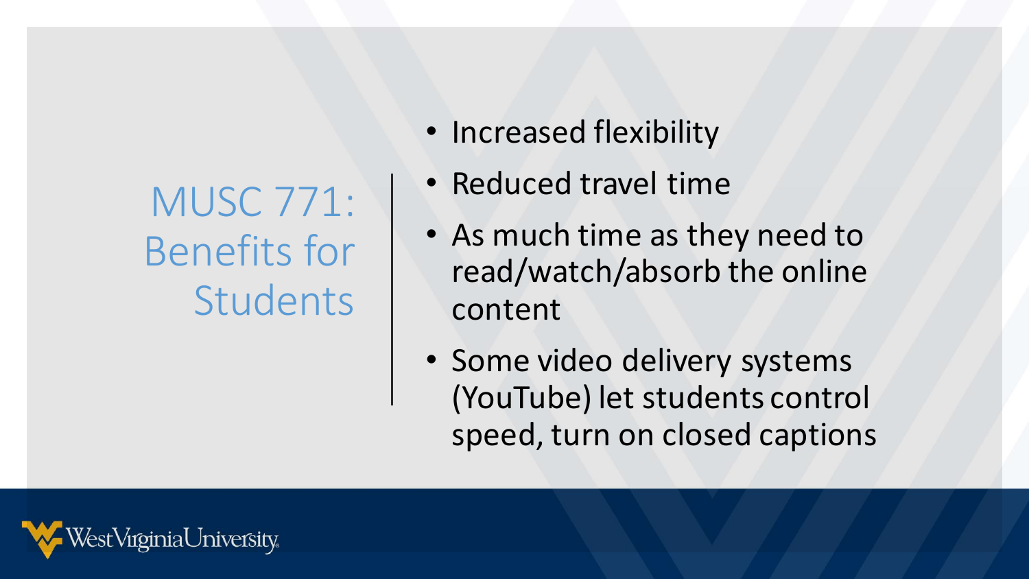# MUSC 771: Benefits for Students

- Increased flexibility
- Reduced travel time
- As much time as they need to read/watch/absorb the online content
- Some video delivery systems (YouTube) let students control speed, turn on closed captions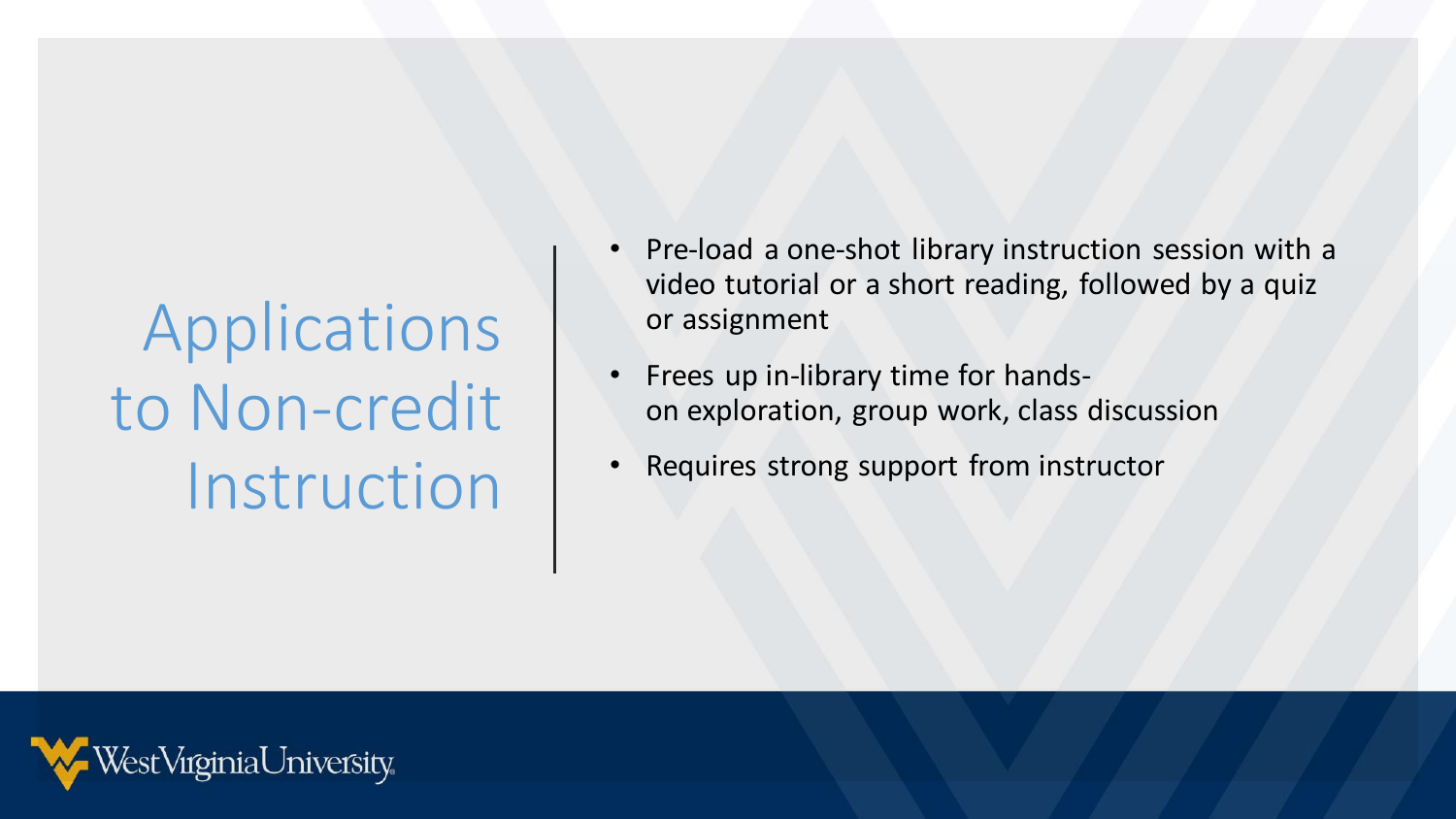# Applications to Non-credit Instruction

- Pre-load a one-shot library instruction session with a video tutorial or a short reading, followed by a quiz or assignment
- Frees up in-library time for hands-on exploration, group work, class discussion
- Requires strong support from instructor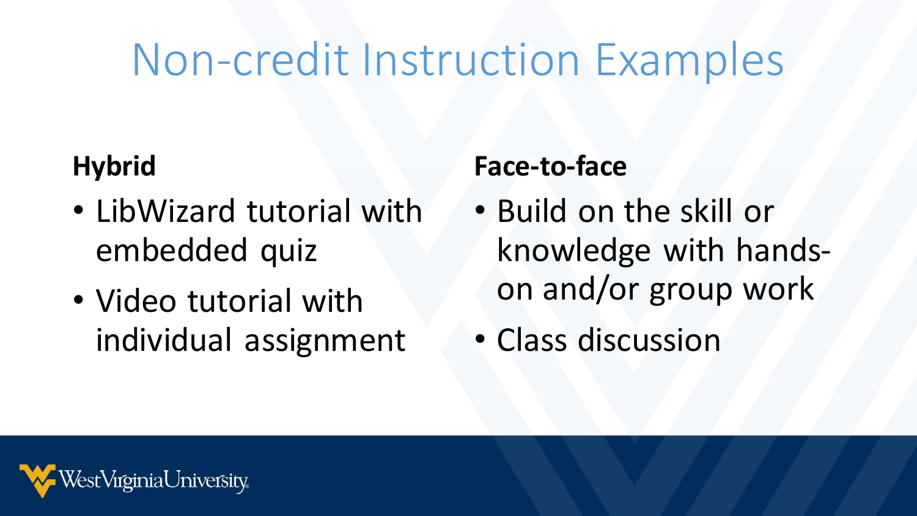# Non-credit Instruction Examples

**Hybrid**

- LibWizard tutorial with embedded quiz
- Video tutorial with individual assignment

**Face-to-face**

- Build on the skill or knowledge with hands-on and/or group work
- Class discussion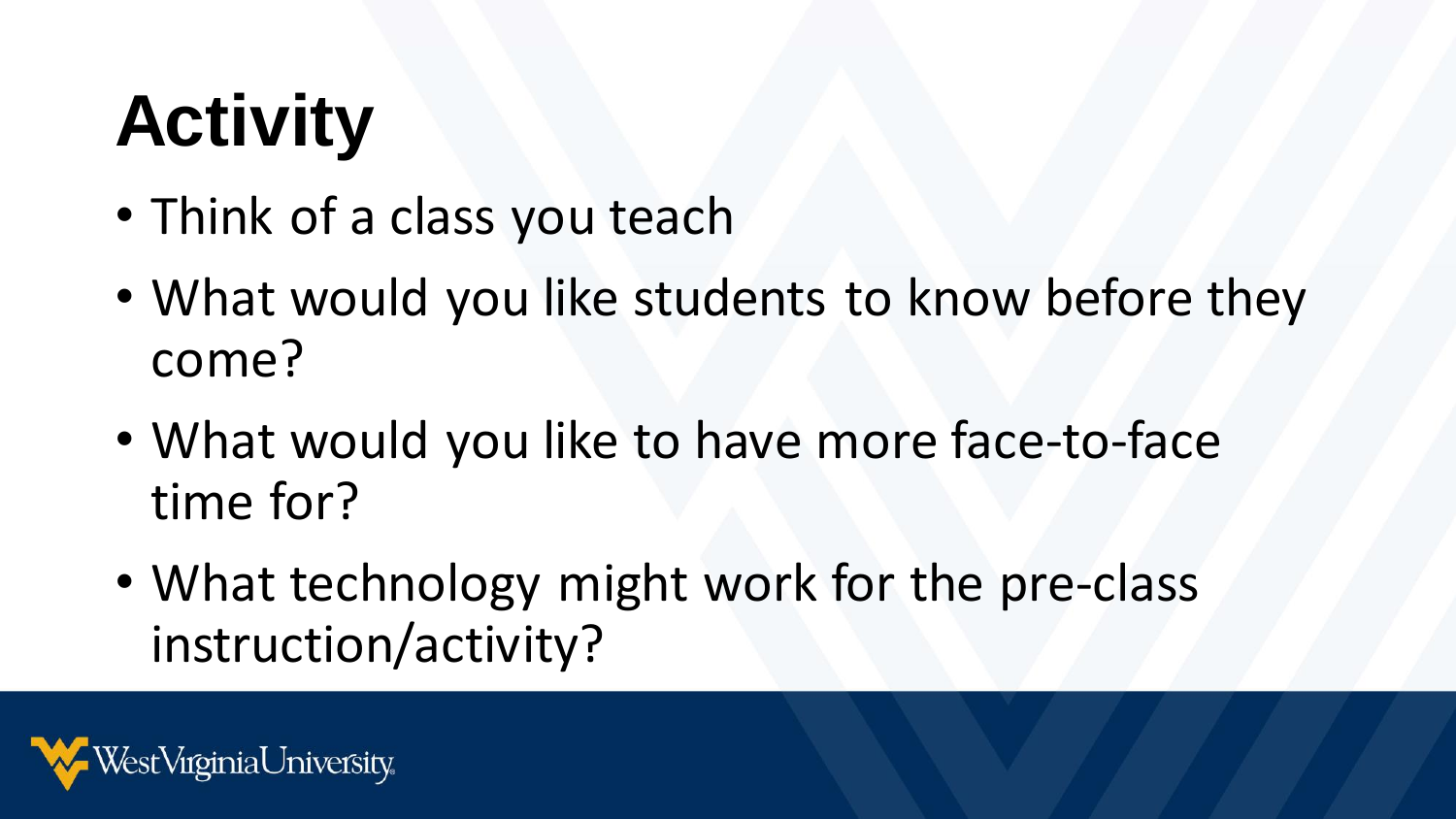# Activity

- Think of a class you teach
- What would you like students to know before they come?
- What would you like to have more face-to-face time for?
- What technology might work for the pre-class instruction/activity?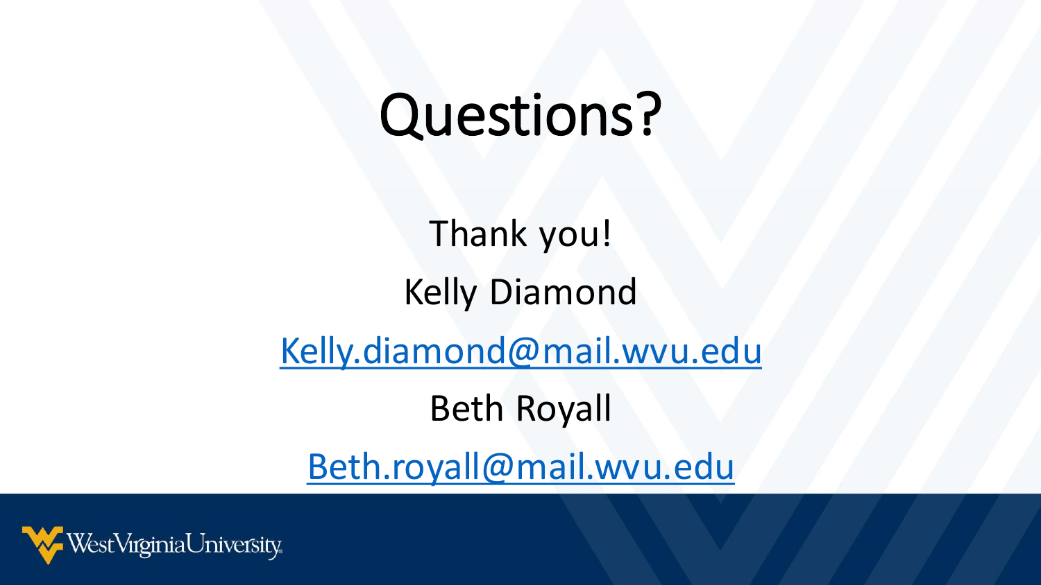# Questions?

Thank you!

Kelly Diamond

Kelly.diamond@mail.wvu.edu

Beth Royall

Beth.royall@mail.wvu.edu